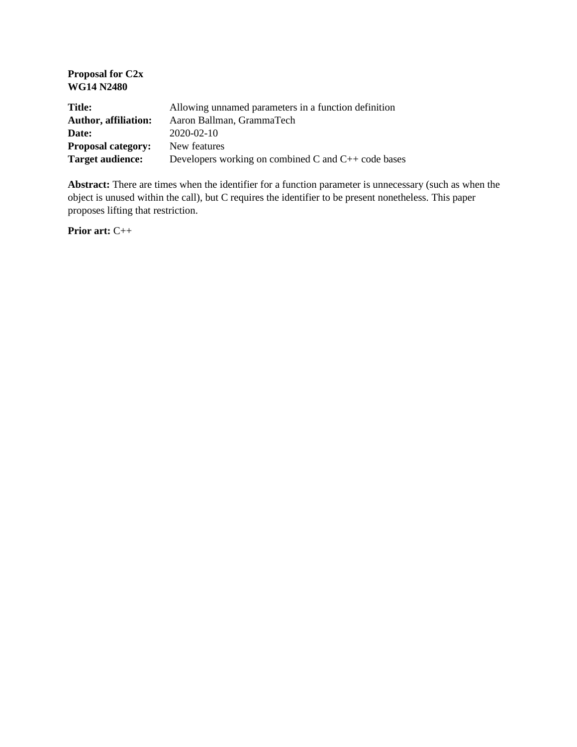**Proposal for C2x**
**WG14 N2480**

| | |
|---|---|
| **Title:** | Allowing unnamed parameters in a function definition |
| **Author, affiliation:** | Aaron Ballman, GrammaTech |
| **Date:** | 2020-02-10 |
| **Proposal category:** | New features |
| **Target audience:** | Developers working on combined C and C++ code bases |

**Abstract:** There are times when the identifier for a function parameter is unnecessary (such as when the object is unused within the call), but C requires the identifier to be present nonetheless. This paper proposes lifting that restriction.

**Prior art:** C++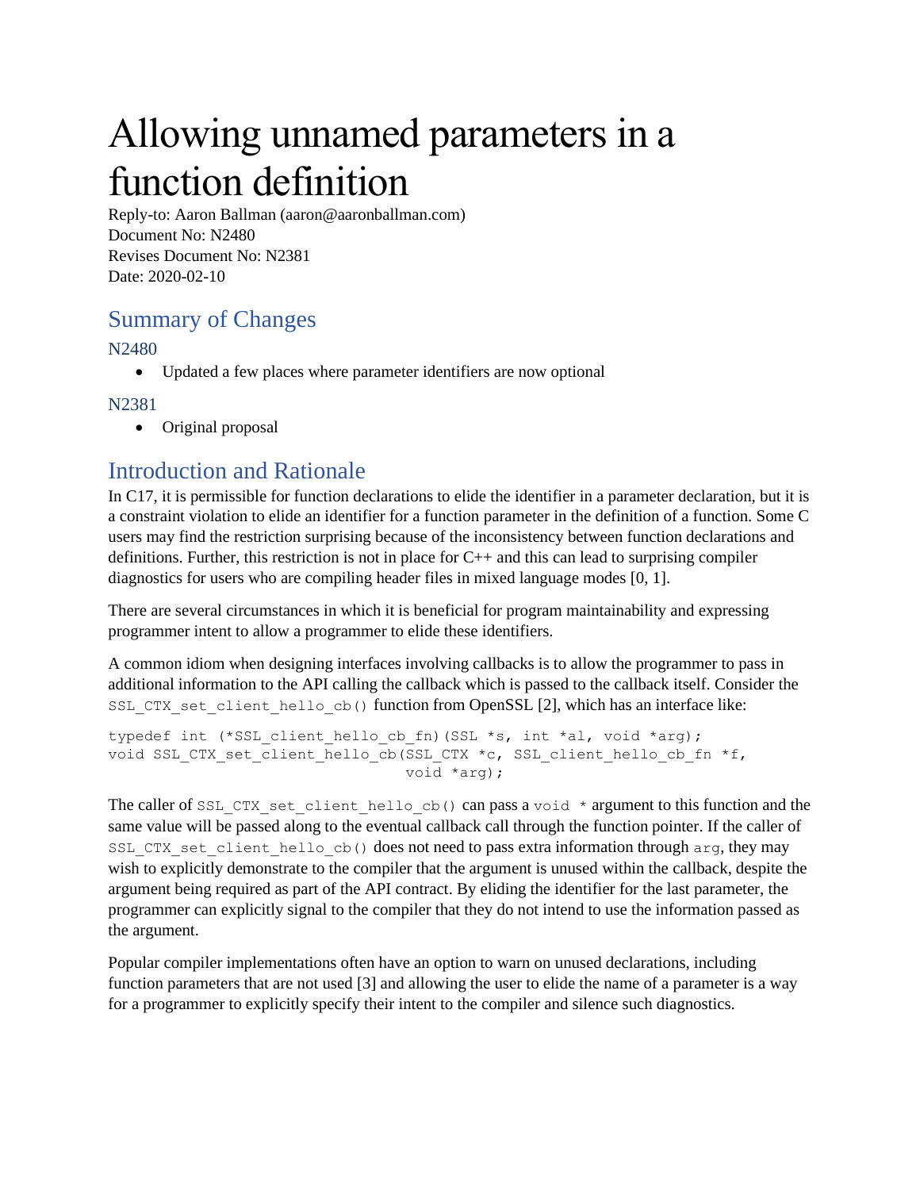# Allowing unnamed parameters in a function definition

Reply-to: Aaron Ballman (aaron@aaronballman.com)
Document No: N2480
Revises Document No: N2381
Date: 2020-02-10

## Summary of Changes

### N2480

- Updated a few places where parameter identifiers are now optional

### N2381

- Original proposal

## Introduction and Rationale

In C17, it is permissible for function declarations to elide the identifier in a parameter declaration, but it is a constraint violation to elide an identifier for a function parameter in the definition of a function. Some C users may find the restriction surprising because of the inconsistency between function declarations and definitions. Further, this restriction is not in place for C++ and this can lead to surprising compiler diagnostics for users who are compiling header files in mixed language modes [0, 1].

There are several circumstances in which it is beneficial for program maintainability and expressing programmer intent to allow a programmer to elide these identifiers.

A common idiom when designing interfaces involving callbacks is to allow the programmer to pass in additional information to the API calling the callback which is passed to the callback itself. Consider the `SSL_CTX_set_client_hello_cb()` function from OpenSSL [2], which has an interface like:

```
typedef int (*SSL_client_hello_cb_fn)(SSL *s, int *al, void *arg);
void SSL_CTX_set_client_hello_cb(SSL_CTX *c, SSL_client_hello_cb_fn *f,
                                 void *arg);
```

The caller of `SSL_CTX_set_client_hello_cb()` can pass a `void *` argument to this function and the same value will be passed along to the eventual callback call through the function pointer. If the caller of `SSL_CTX_set_client_hello_cb()` does not need to pass extra information through `arg`, they may wish to explicitly demonstrate to the compiler that the argument is unused within the callback, despite the argument being required as part of the API contract. By eliding the identifier for the last parameter, the programmer can explicitly signal to the compiler that they do not intend to use the information passed as the argument.

Popular compiler implementations often have an option to warn on unused declarations, including function parameters that are not used [3] and allowing the user to elide the name of a parameter is a way for a programmer to explicitly specify their intent to the compiler and silence such diagnostics.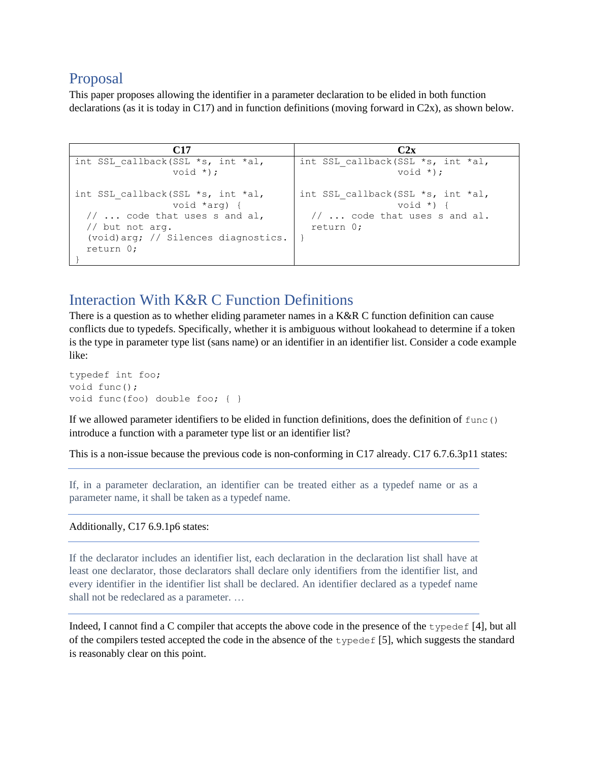## Proposal

This paper proposes allowing the identifier in a parameter declaration to be elided in both function declarations (as it is today in C17) and in function definitions (moving forward in C2x), as shown below.

| C17 | C2x |
|---|---|
| `int SSL_callback(SSL *s, int *al,`<br>`                  void *);`<br><br>`int SSL_callback(SSL *s, int *al,`<br>`                  void *arg) {`<br>`  // ... code that uses s and al,`<br>`  // but not arg.`<br>`  (void)arg; // Silences diagnostics.`<br>`  return 0;`<br>`}` | `int SSL_callback(SSL *s, int *al,`<br>`                  void *);`<br><br>`int SSL_callback(SSL *s, int *al,`<br>`                  void *) {`<br>`  // ... code that uses s and al.`<br>`  return 0;`<br>`}` |

## Interaction With K&R C Function Definitions

There is a question as to whether eliding parameter names in a K&R C function definition can cause conflicts due to typedefs. Specifically, whether it is ambiguous without lookahead to determine if a token is the type in parameter type list (sans name) or an identifier in an identifier list. Consider a code example like:

```
typedef int foo;
void func();
void func(foo) double foo; { }
```

If we allowed parameter identifiers to be elided in function definitions, does the definition of `func()` introduce a function with a parameter type list or an identifier list?

This is a non-issue because the previous code is non-conforming in C17 already. C17 6.7.6.3p11 states:

> If, in a parameter declaration, an identifier can be treated either as a typedef name or as a parameter name, it shall be taken as a typedef name.

Additionally, C17 6.9.1p6 states:

> If the declarator includes an identifier list, each declaration in the declaration list shall have at least one declarator, those declarators shall declare only identifiers from the identifier list, and every identifier in the identifier list shall be declared. An identifier declared as a typedef name shall not be redeclared as a parameter. …

Indeed, I cannot find a C compiler that accepts the above code in the presence of the `typedef` [4], but all of the compilers tested accepted the code in the absence of the `typedef` [5], which suggests the standard is reasonably clear on this point.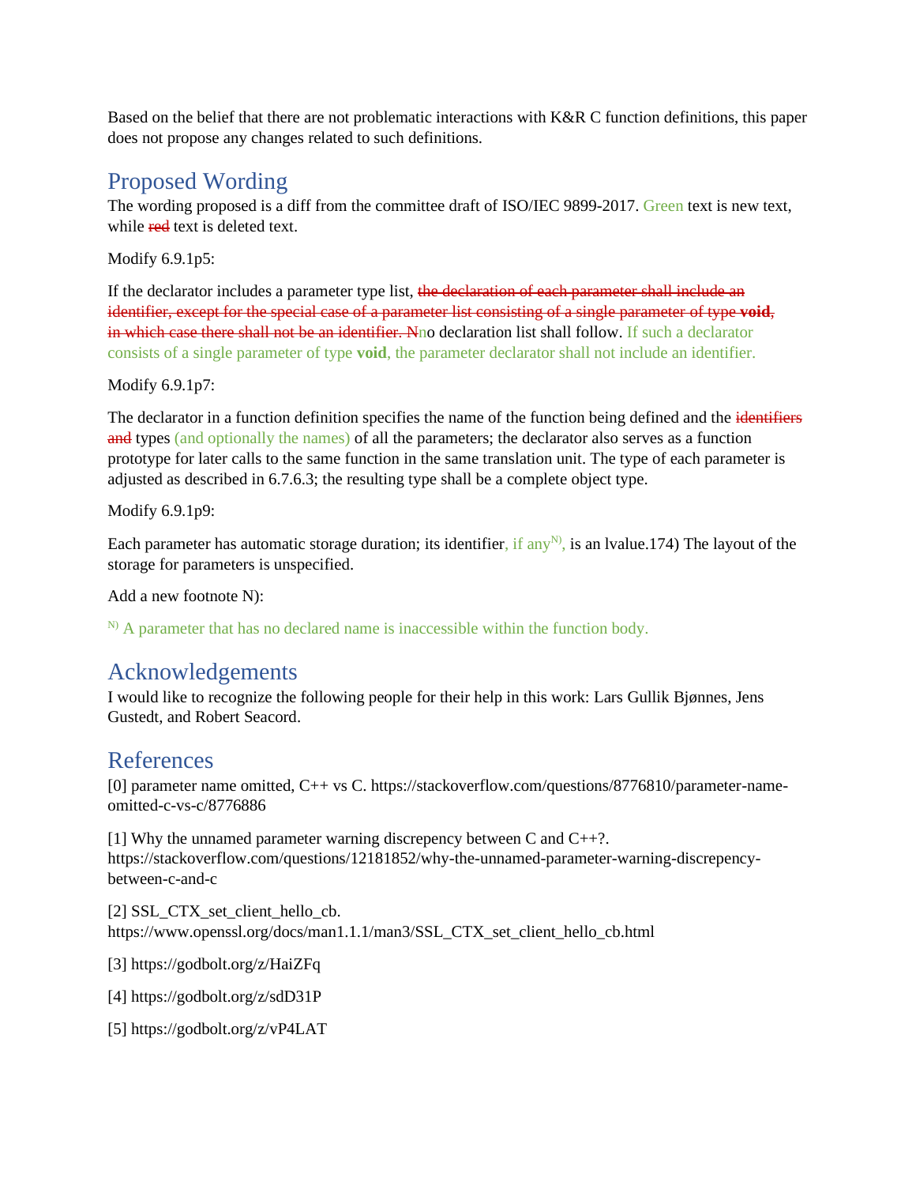Based on the belief that there are not problematic interactions with K&R C function definitions, this paper does not propose any changes related to such definitions.

## Proposed Wording

The wording proposed is a diff from the committee draft of ISO/IEC 9899-2017. Green text is new text, while ~~red~~ text is deleted text.

Modify 6.9.1p5:

If the declarator includes a parameter type list, ~~the declaration of each parameter shall include an identifier, except for the special case of a parameter list consisting of a single parameter of type **void**, in which case there shall not be an identifier. N~~no declaration list shall follow. If such a declarator consists of a single parameter of type **void**, the parameter declarator shall not include an identifier.

Modify 6.9.1p7:

The declarator in a function definition specifies the name of the function being defined and the ~~identifiers and~~ types (and optionally the names) of all the parameters; the declarator also serves as a function prototype for later calls to the same function in the same translation unit. The type of each parameter is adjusted as described in 6.7.6.3; the resulting type shall be a complete object type.

Modify 6.9.1p9:

Each parameter has automatic storage duration; its identifier, if any[N)], is an lvalue.174) The layout of the storage for parameters is unspecified.

Add a new footnote N):

[N)] A parameter that has no declared name is inaccessible within the function body.

## Acknowledgements

I would like to recognize the following people for their help in this work: Lars Gullik Bjønnes, Jens Gustedt, and Robert Seacord.

## References

[0] parameter name omitted, C++ vs C. https://stackoverflow.com/questions/8776810/parameter-name-omitted-c-vs-c/8776886

[1] Why the unnamed parameter warning discrepency between C and C++?. https://stackoverflow.com/questions/12181852/why-the-unnamed-parameter-warning-discrepency-between-c-and-c

[2] SSL_CTX_set_client_hello_cb. https://www.openssl.org/docs/man1.1.1/man3/SSL_CTX_set_client_hello_cb.html

[3] https://godbolt.org/z/HaiZFq

[4] https://godbolt.org/z/sdD31P

[5] https://godbolt.org/z/vP4LAT